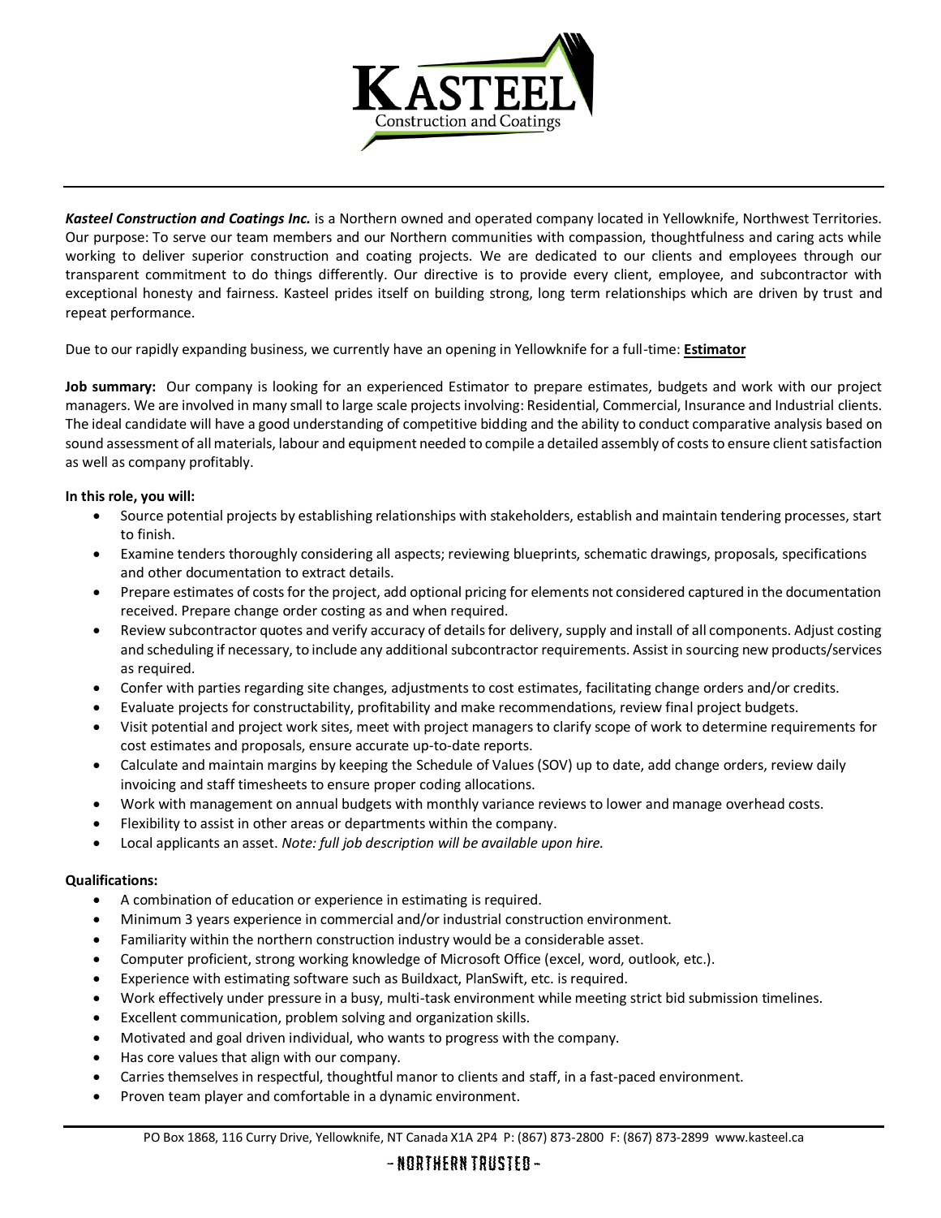**Kasteel Construction and Coatings**

***Kasteel Construction and Coatings Inc.*** is a Northern owned and operated company located in Yellowknife, Northwest Territories. Our purpose: To serve our team members and our Northern communities with compassion, thoughtfulness and caring acts while working to deliver superior construction and coating projects. We are dedicated to our clients and employees through our transparent commitment to do things differently. Our directive is to provide every client, employee, and subcontractor with exceptional honesty and fairness. Kasteel prides itself on building strong, long term relationships which are driven by trust and repeat performance.

Due to our rapidly expanding business, we currently have an opening in Yellowknife for a full-time: **Estimator**

**Job summary:** Our company is looking for an experienced Estimator to prepare estimates, budgets and work with our project managers. We are involved in many small to large scale projects involving: Residential, Commercial, Insurance and Industrial clients. The ideal candidate will have a good understanding of competitive bidding and the ability to conduct comparative analysis based on sound assessment of all materials, labour and equipment needed to compile a detailed assembly of costs to ensure client satisfaction as well as company profitably.

**In this role, you will:**

- Source potential projects by establishing relationships with stakeholders, establish and maintain tendering processes, start to finish.
- Examine tenders thoroughly considering all aspects; reviewing blueprints, schematic drawings, proposals, specifications and other documentation to extract details.
- Prepare estimates of costs for the project, add optional pricing for elements not considered captured in the documentation received. Prepare change order costing as and when required.
- Review subcontractor quotes and verify accuracy of details for delivery, supply and install of all components. Adjust costing and scheduling if necessary, to include any additional subcontractor requirements. Assist in sourcing new products/services as required.
- Confer with parties regarding site changes, adjustments to cost estimates, facilitating change orders and/or credits.
- Evaluate projects for constructability, profitability and make recommendations, review final project budgets.
- Visit potential and project work sites, meet with project managers to clarify scope of work to determine requirements for cost estimates and proposals, ensure accurate up-to-date reports.
- Calculate and maintain margins by keeping the Schedule of Values (SOV) up to date, add change orders, review daily invoicing and staff timesheets to ensure proper coding allocations.
- Work with management on annual budgets with monthly variance reviews to lower and manage overhead costs.
- Flexibility to assist in other areas or departments within the company.
- Local applicants an asset. *Note: full job description will be available upon hire.*

**Qualifications:**

- A combination of education or experience in estimating is required.
- Minimum 3 years experience in commercial and/or industrial construction environment.
- Familiarity within the northern construction industry would be a considerable asset.
- Computer proficient, strong working knowledge of Microsoft Office (excel, word, outlook, etc.).
- Experience with estimating software such as Buildxact, PlanSwift, etc. is required.
- Work effectively under pressure in a busy, multi-task environment while meeting strict bid submission timelines.
- Excellent communication, problem solving and organization skills.
- Motivated and goal driven individual, who wants to progress with the company.
- Has core values that align with our company.
- Carries themselves in respectful, thoughtful manor to clients and staff, in a fast-paced environment.
- Proven team player and comfortable in a dynamic environment.

PO Box 1868, 116 Curry Drive, Yellowknife, NT Canada X1A 2P4 P: (867) 873-2800 F: (867) 873-2899 www.kasteel.ca

~ NORTHERN TRUSTED ~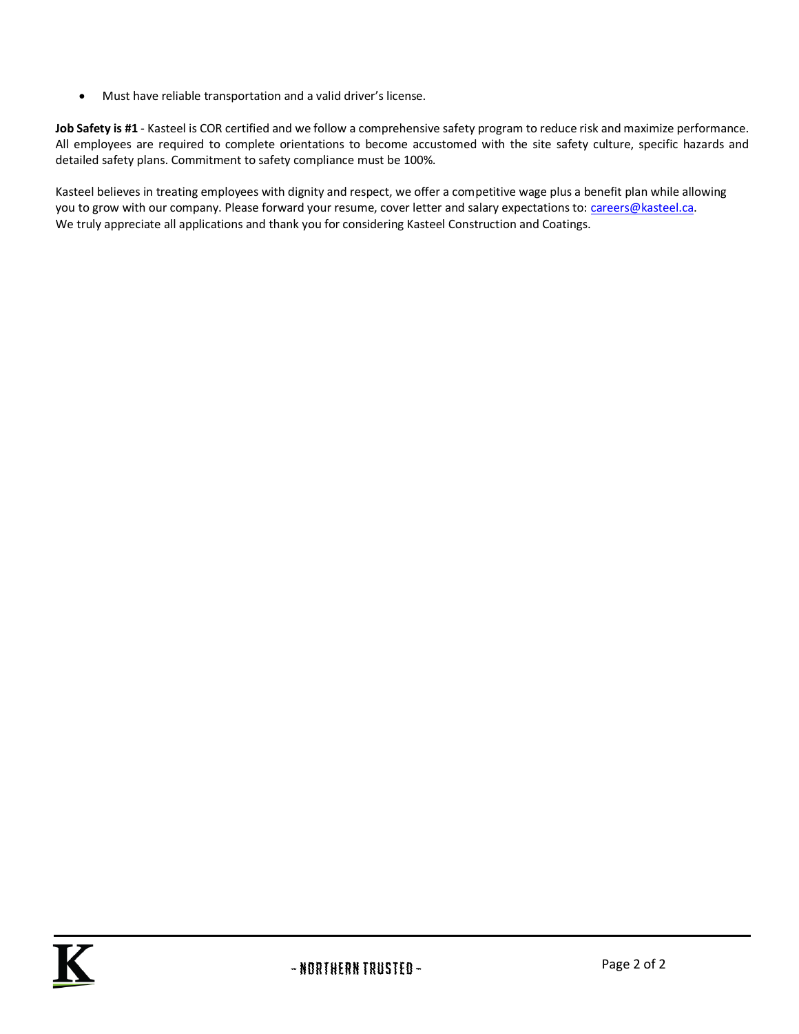- Must have reliable transportation and a valid driver's license.

**Job Safety is #1** - Kasteel is COR certified and we follow a comprehensive safety program to reduce risk and maximize performance. All employees are required to complete orientations to become accustomed with the site safety culture, specific hazards and detailed safety plans. Commitment to safety compliance must be 100%.

Kasteel believes in treating employees with dignity and respect, we offer a competitive wage plus a benefit plan while allowing you to grow with our company. Please forward your resume, cover letter and salary expectations to: careers@kasteel.ca.
We truly appreciate all applications and thank you for considering Kasteel Construction and Coatings.